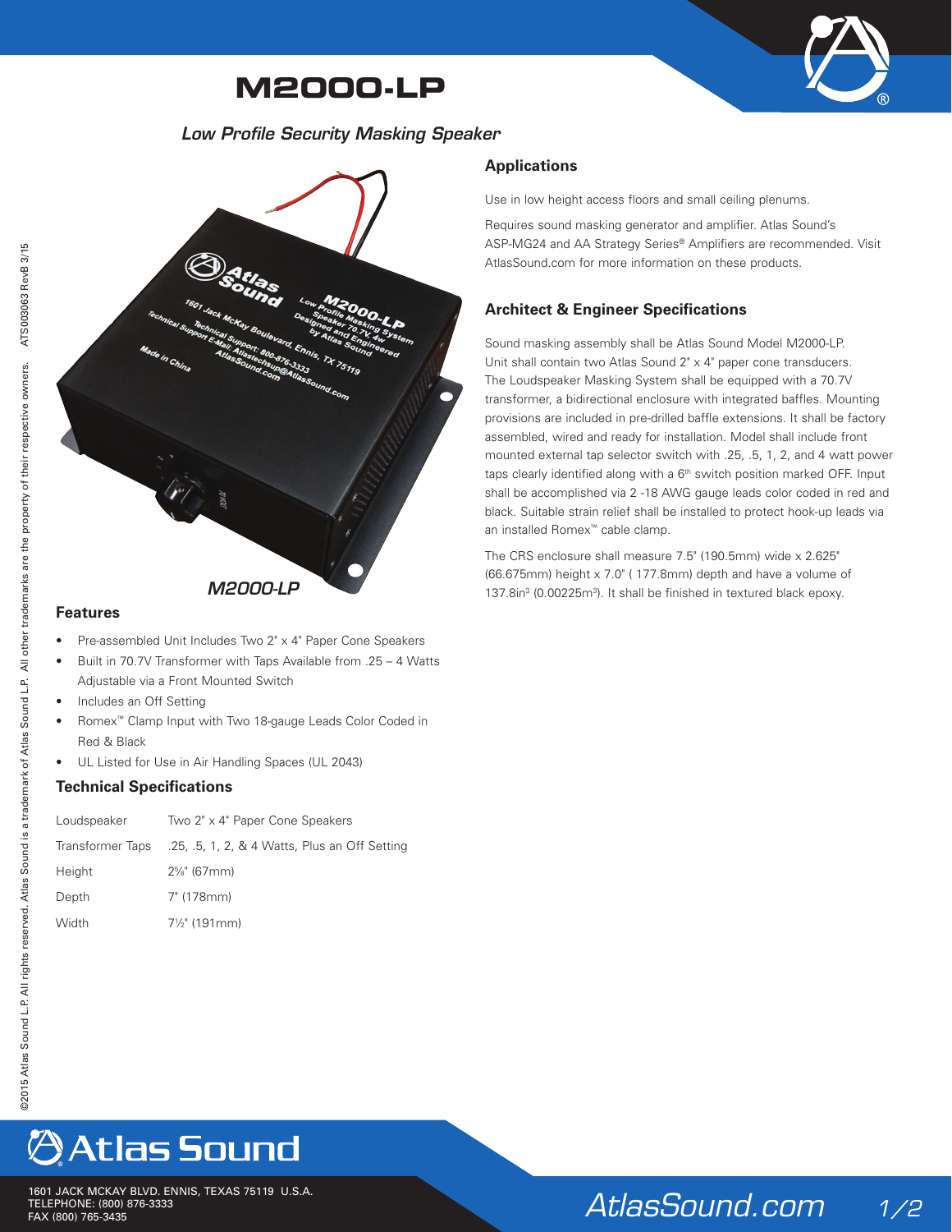# M2000-LP

*Low Profile Security Masking Speaker*

*M2000-LP*

## Features

- Pre-assembled Unit Includes Two 2" x 4" Paper Cone Speakers
- Built in 70.7V Transformer with Taps Available from .25 – 4 Watts Adjustable via a Front Mounted Switch
- Includes an Off Setting
- Romex™ Clamp Input with Two 18-gauge Leads Color Coded in Red & Black
- UL Listed for Use in Air Handling Spaces (UL 2043)

## Technical Specifications

| | |
|---|---|
| Loudspeaker | Two 2" x 4" Paper Cone Speakers |
| Transformer Taps | .25, .5, 1, 2, & 4 Watts, Plus an Off Setting |
| Height | 2⅝" (67mm) |
| Depth | 7" (178mm) |
| Width | 7½" (191mm) |

## Applications

Use in low height access floors and small ceiling plenums.

Requires sound masking generator and amplifier. Atlas Sound's ASP-MG24 and AA Strategy Series® Amplifiers are recommended. Visit AtlasSound.com for more information on these products.

## Architect & Engineer Specifications

Sound masking assembly shall be Atlas Sound Model M2000-LP. Unit shall contain two Atlas Sound 2" x 4" paper cone transducers. The Loudspeaker Masking System shall be equipped with a 70.7V transformer, a bidirectional enclosure with integrated baffles. Mounting provisions are included in pre-drilled baffle extensions. It shall be factory assembled, wired and ready for installation. Model shall include front mounted external tap selector switch with .25, .5, 1, 2, and 4 watt power taps clearly identified along with a 6th switch position marked OFF. Input shall be accomplished via 2 -18 AWG gauge leads color coded in red and black. Suitable strain relief shall be installed to protect hook-up leads via an installed Romex™ cable clamp.

The CRS enclosure shall measure 7.5" (190.5mm) wide x 2.625" (66.675mm) height x 7.0" ( 177.8mm) depth and have a volume of 137.8in³ (0.00225m³). It shall be finished in textured black epoxy.

©2015 Atlas Sound L.P. All rights reserved. Atlas Sound is a trademark of Atlas Sound L.P. All other trademarks are the property of their respective owners. ATS003063 RevB 3/15

Atlas Sound

1601 JACK MCKAY BLVD. ENNIS, TEXAS 75119 U.S.A.
TELEPHONE: (800) 876-3333
FAX (800) 765-3435

AtlasSound.com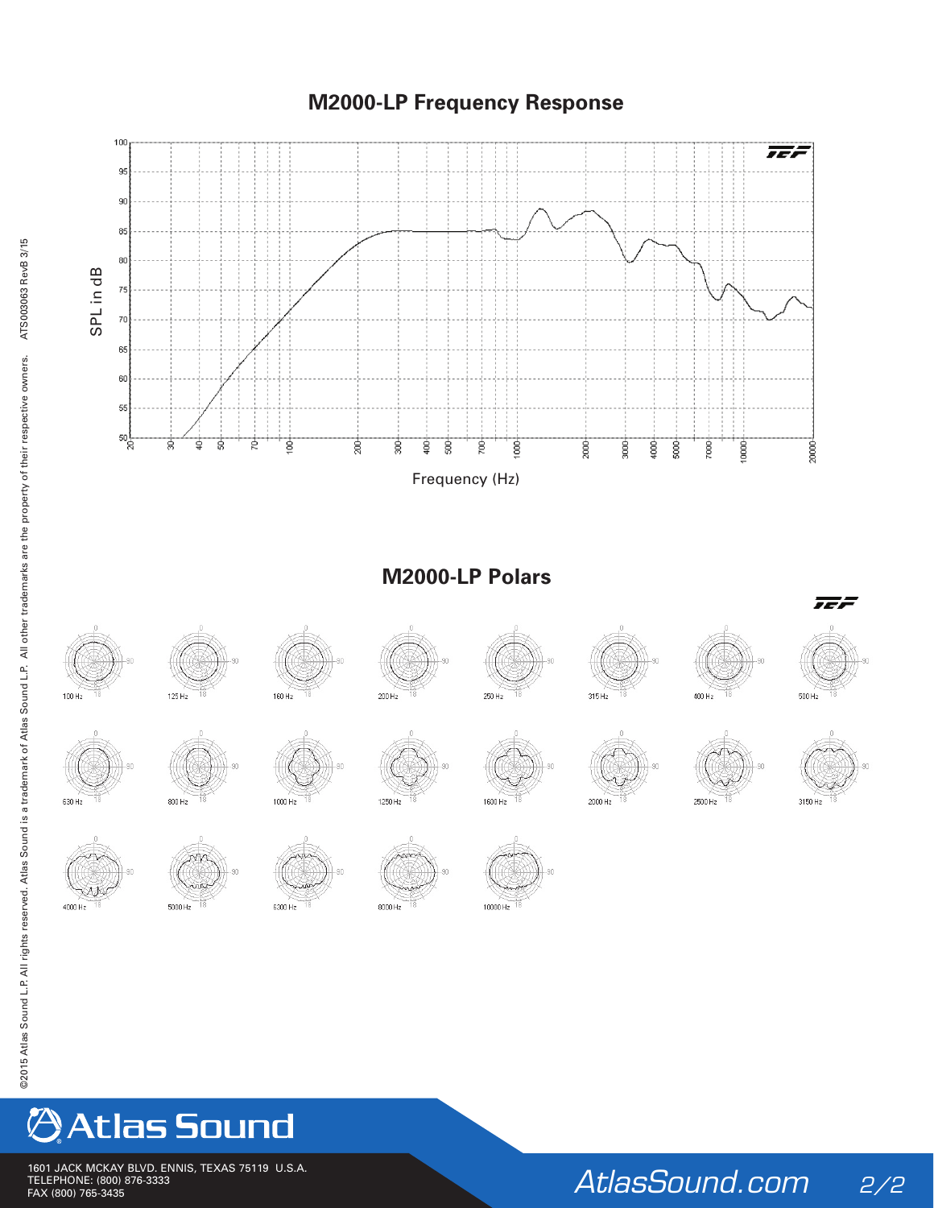## M2000-LP Frequency Response

SPL in dB

100
95
90
85
80
75
70
65
60
55
50

20 30 40 50 70 100 200 300 400 500 700 1000 2000 3000 4000 5000 7000 10000 20000

Frequency (Hz)

## M2000-LP Polars

100 Hz
125 Hz
160 Hz
200 Hz
250 Hz
315 Hz
400 Hz
500 Hz
630 Hz
800 Hz
1000 Hz
1250 Hz
1600 Hz
2000 Hz
2500 Hz
3150 Hz
4000 Hz
5000 Hz
6300 Hz
8000 Hz
10000 Hz

©2015 Atlas Sound L.P. All rights reserved. Atlas Sound is a trademark of Atlas Sound L.P. All other trademarks are the property of their respective owners. ATS003063 RevB 3/15

Atlas Sound

1601 JACK MCKAY BLVD. ENNIS, TEXAS 75119 U.S.A.
TELEPHONE: (800) 876-3333
FAX (800) 765-3435

AtlasSound.com